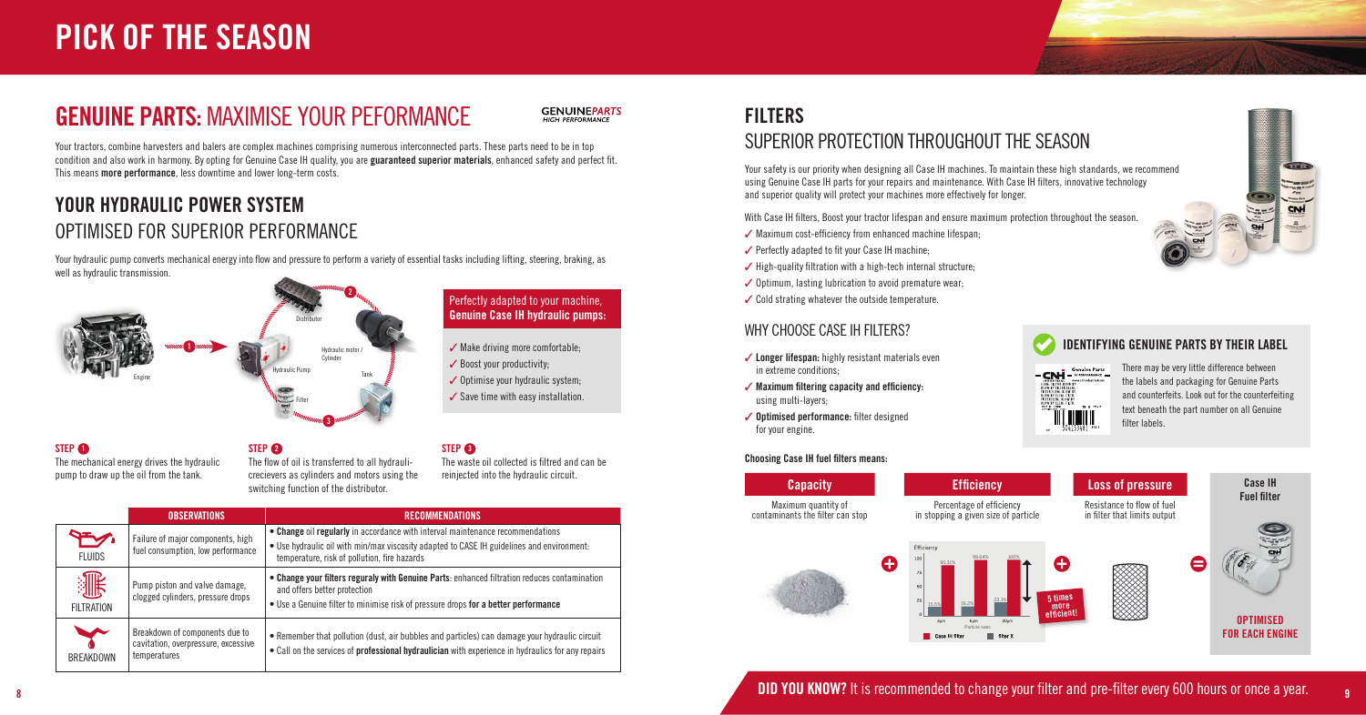# PICK OF THE SEASON

## GENUINE PARTS: MAXIMISE YOUR PEFORMANCE

GENUINE*PARTS* HIGH PERFORMANCE

Your tractors, combine harvesters and balers are complex machines comprising numerous interconnected parts. These parts need to be in top condition and also work in harmony. By opting for Genuine Case IH quality, you are **guaranteed superior materials**, enhanced safety and perfect fit. This means **more performance**, less downtime and lower long-term costs.

## YOUR HYDRAULIC POWER SYSTEM OPTIMISED FOR SUPERIOR PERFORMANCE

Your hydraulic pump converts mechanical energy into flow and pressure to perform a variety of essential tasks including lifting, steering, braking, as well as hydraulic transmission.

Engine – 1 – Hydraulic Pump – Distributor – 2 – Hydraulic motor / Cylinder – Tank – 3 – Filter

Perfectly adapted to your machine, **Genuine Case IH hydraulic pumps:**

- ✓ Make driving more comfortable;
- ✓ Boost your productivity;
- ✓ Optimise your hydraulic system;
- ✓ Save time with easy installation.

**STEP 1**
The mechanical energy drives the hydraulic pump to draw up the oil from the tank.

**STEP 2**
The flow of oil is transferred to all hydrauli-crecievers as cylinders and motors using the switching function of the distributor.

**STEP 3**
The waste oil collected is filtred and can be reinjected into the hydraulic circuit.

| | OBSERVATIONS | RECOMMENDATIONS |
|---|---|---|
| FLUIDS | Failure of major components, high fuel consumption, low performance | • **Change** oil **regularly** in accordance with interval maintenance recommendations<br>• Use hydraulic oil with min/max viscosity adapted to CASE IH guidelines and environment: temperature, risk of pollution, fire hazards |
| FILTRATION | Pump piston and valve damage, clogged cylinders, pressure drops | • **Change your filters reguraly with Genuine Parts**: enhanced filtration reduces contamination and offers better protection<br>• Use a Genuine filter to minimise risk of pressure drops **for a better performance** |
| BREAKDOWN | Breakdown of components due to cavitation, overpressure, excessive temperatures | • Remember that pollution (dust, air bubbles and particles) can damage your hydraulic circuit<br>• Call on the services of **professional hydraulician** with experience in hydraulics for any repairs |

## FILTERS SUPERIOR PROTECTION THROUGHOUT THE SEASON

Your safety is our priority when designing all Case IH machines. To maintain these high standards, we recommend using Genuine Case IH parts for your repairs and maintenance. With Case IH filters, innovative technology and superior quality will protect your machines more effectively for longer.

With Case IH filters, Boost your tractor lifespan and ensure maximum protection throughout the season.

- ✓ Maximum cost-efficiency from enhanced machine lifespan;
- ✓ Perfectly adapted to fit your Case IH machine;
- ✓ High-quality filtration with a high-tech internal structure;
- ✓ Optimum, lasting lubrication to avoid premature wear;
- ✓ Cold strating whatever the outside temperature.

### WHY CHOOSE CASE IH FILTERS?

- ✓ **Longer lifespan:** highly resistant materials even in extreme conditions;
- ✓ **Maximum filtering capacity and efficiency:** using multi-layers;
- ✓ **Optimised performance:** filter designed for your engine.

### IDENTIFYING GENUINE PARTS BY THEIR LABEL

There may be very little difference between the labels and packaging for Genuine Parts and counterfeits. Look out for the counterfeiting text beneath the part number on all Genuine filter labels.

**Choosing Case IH fuel filters means:**

**Capacity**
Maximum quantity of contaminants the filter can stop

+

**Efficiency**
Percentage of efficiency in stopping a given size of particle

Efficiency: 4µm – Case IH filter 90.31%, filter X 15.5%; 6µm – Case IH filter 99.64%, filter X 16.2%; 20µm – Case IH filter 100%, filter X 23.3%. Particle sizes.

5 times more efficient!

+

**Loss of pressure**
Resistance to flow of fuel in filter that limits output

=

**Case IH Fuel filter**
**OPTIMISED FOR EACH ENGINE**

**DID YOU KNOW?** It is recommended to change your filter and pre-filter every 600 hours or once a year.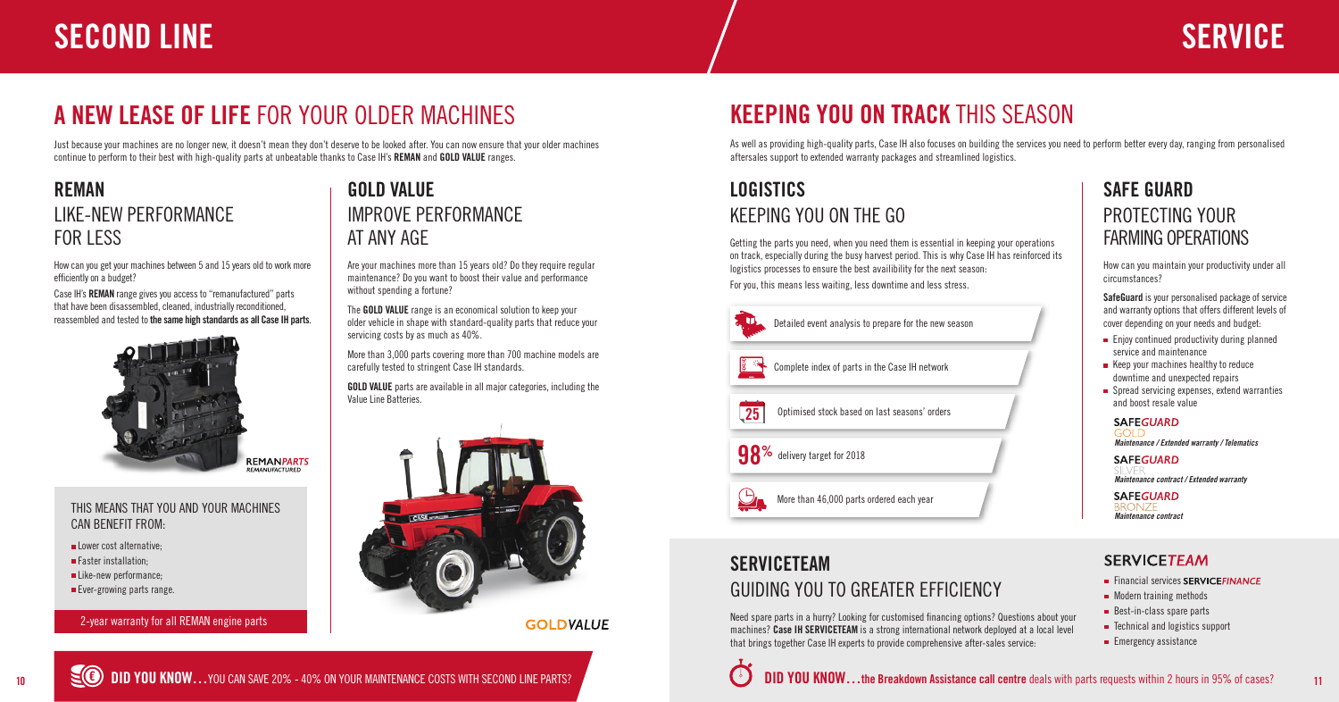# SECOND LINE

## A NEW LEASE OF LIFE FOR YOUR OLDER MACHINES

Just because your machines are no longer new, it doesn't mean they don't deserve to be looked after. You can now ensure that your older machines continue to perform to their best with high-quality parts at unbeatable thanks to Case IH's **REMAN** and **GOLD VALUE** ranges.

### REMAN
### LIKE-NEW PERFORMANCE FOR LESS

How can you get your machines between 5 and 15 years old to work more efficiently on a budget?

Case IH's **REMAN** range gives you access to "remanufactured" parts that have been disassembled, cleaned, industrially reconditioned, reassembled and tested to **the same high standards as all Case IH parts**.

REMANPARTS
REMANUFACTURED

THIS MEANS THAT YOU AND YOUR MACHINES CAN BENEFIT FROM:

- Lower cost alternative;
- Faster installation;
- Like-new performance;
- Ever-growing parts range.

2-year warranty for all REMAN engine parts

### GOLD VALUE
### IMPROVE PERFORMANCE AT ANY AGE

Are your machines more than 15 years old? Do they require regular maintenance? Do you want to boost their value and performance without spending a fortune?

The **GOLD VALUE** range is an economical solution to keep your older vehicle in shape with standard-quality parts that reduce your servicing costs by as much as 40%.

More than 3,000 parts covering more than 700 machine models are carefully tested to stringent Case IH standards.

**GOLD VALUE** parts are available in all major categories, including the Value Line Batteries.

GOLDVALUE

**DID YOU KNOW…** YOU CAN SAVE 20% - 40% ON YOUR MAINTENANCE COSTS WITH SECOND LINE PARTS?

# SERVICE

## KEEPING YOU ON TRACK THIS SEASON

As well as providing high-quality parts, Case IH also focuses on building the services you need to perform better every day, ranging from personalised aftersales support to extended warranty packages and streamlined logistics.

### LOGISTICS
### KEEPING YOU ON THE GO

Getting the parts you need, when you need them is essential in keeping your operations on track, especially during the busy harvest period. This is why Case IH has reinforced its logistics processes to ensure the best availibility for the next season:

For you, this means less waiting, less downtime and less stress.

- Detailed event analysis to prepare for the new season
- Complete index of parts in the Case IH network
- 25 Optimised stock based on last seasons' orders
- **98%** delivery target for 2018
- More than 46,000 parts ordered each year

### SAFE GUARD
### PROTECTING YOUR FARMING OPERATIONS

How can you maintain your productivity under all circumstances?

**SafeGuard** is your personalised package of service and warranty options that offers different levels of cover depending on your needs and budget:

- Enjoy continued productivity during planned service and maintenance
- Keep your machines healthy to reduce downtime and unexpected repairs
- Spread servicing expenses, extend warranties and boost resale value

SAFEGUARD GOLD
*Maintenance / Extended warranty / Telematics*

SAFEGUARD SILVER
*Maintenance contract / Extended warranty*

SAFEGUARD BRONZE
*Maintenance contract*

### SERVICETEAM
### GUIDING YOU TO GREATER EFFICIENCY

Need spare parts in a hurry? Looking for customised financing options? Questions about your machines? **Case IH SERVICETEAM** is a strong international network deployed at a local level that brings together Case IH experts to provide comprehensive after-sales service:

SERVICETEAM

- Financial services SERVICEFINANCE
- Modern training methods
- Best-in-class spare parts
- Technical and logistics support
- Emergency assistance

**DID YOU KNOW…the Breakdown Assistance call centre** deals with parts requests within 2 hours in 95% of cases?